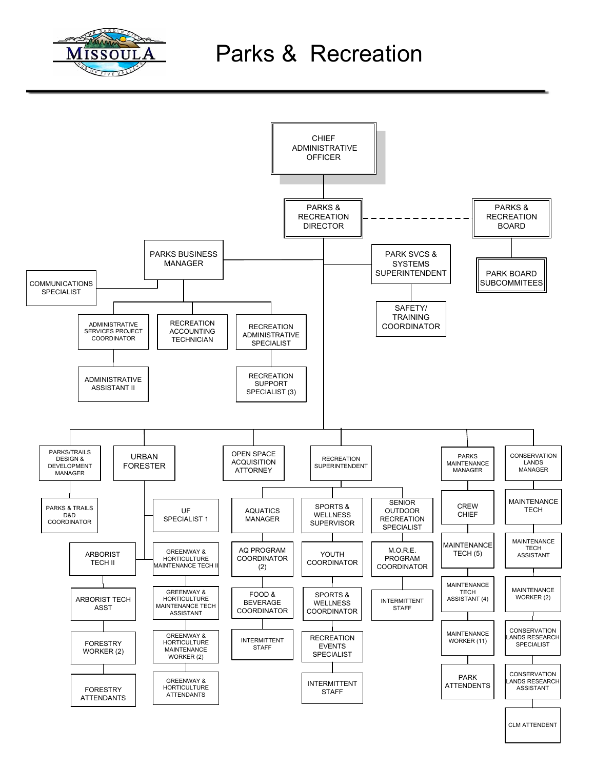# Parks & Recreation

- **CHIEF ADMINISTRATIVE OFFICER**
  - **PARKS & RECREATION DIRECTOR** (dashed line to PARKS & RECREATION BOARD)
    - PARKS BUSINESS MANAGER
      - COMMUNICATIONS SPECIALIST
      - ADMINISTRATIVE SERVICES PROJECT COORDINATOR
        - ADMINISTRATIVE ASSISTANT II
      - RECREATION ACCOUNTING TECHNICIAN
      - RECREATION ADMINISTRATIVE SPECIALIST
        - RECREATION SUPPORT SPECIALIST (3)
    - PARK SVCS & SYSTEMS SUPERINTENDENT
      - SAFETY/ TRAINING COORDINATOR
    - PARKS/TRAILS DESIGN & DEVELOPMENT MANAGER
      - PARKS & TRAILS D&D COORDINATOR
    - URBAN FORESTER
      - UF SPECIALIST 1
      - ARBORIST TECH II
        - ARBORIST TECH ASST
          - FORESTRY WORKER (2)
            - FORESTRY ATTENDANTS
      - GREENWAY & HORTICULTURE MAINTENANCE TECH II
        - GREENWAY & HORTICULTURE MAINTENANCE TECH ASSISTANT
          - GREENWAY & HORTICULTURE MAINTENANCE WORKER (2)
            - GREENWAY & HORTICULTURE ATTENDANTS
    - OPEN SPACE ACQUISITION ATTORNEY
    - RECREATION SUPERINTENDENT
      - AQUATICS MANAGER
        - AQ PROGRAM COORDINATOR (2)
          - FOOD & BEVERAGE COORDINATOR
            - INTERMITTENT STAFF
      - SPORTS & WELLNESS SUPERVISOR
        - YOUTH COORDINATOR
          - SPORTS & WELLNESS COORDINATOR
            - RECREATION EVENTS SPECIALIST
              - INTERMITTENT STAFF
      - SENIOR OUTDOOR RECREATION SPECIALIST
        - M.O.R.E. PROGRAM COORDINATOR
          - INTERMITTENT STAFF
    - PARKS MAINTENANCE MANAGER
      - CREW CHIEF
        - MAINTENANCE TECH (5)
          - MAINTENANCE TECH ASSISTANT (4)
            - MAINTENANCE WORKER (11)
              - PARK ATTENDENTS
    - CONSERVATION LANDS MANAGER
      - MAINTENANCE TECH
        - MAINTENANCE TECH ASSISTANT
          - MAINTENANCE WORKER (2)
            - CONSERVATION LANDS RESEARCH SPECIALIST
              - CONSERVATION LANDS RESEARCH ASSISTANT
                - CLM ATTENDENT

- **PARKS & RECREATION BOARD**
  - PARK BOARD SUBCOMMITEES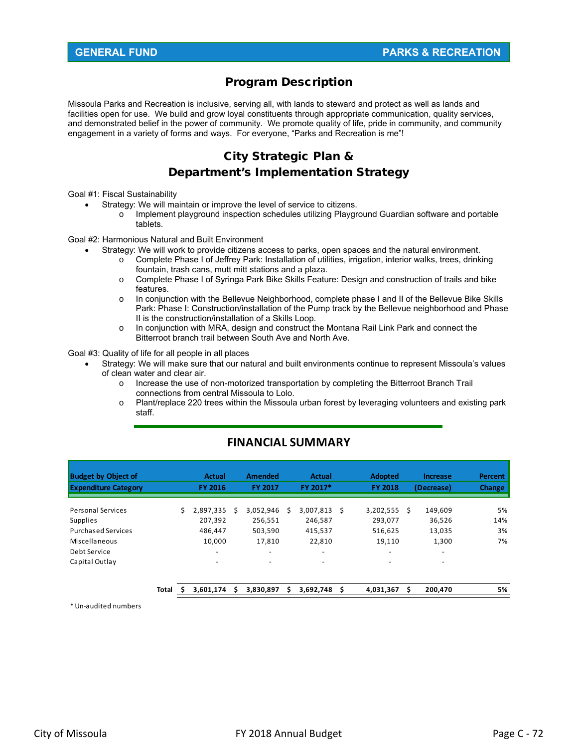**GENERAL FUND** **PARKS & RECREATION**

## Program Description

Missoula Parks and Recreation is inclusive, serving all, with lands to steward and protect as well as lands and facilities open for use. We build and grow loyal constituents through appropriate communication, quality services, and demonstrated belief in the power of community. We promote quality of life, pride in community, and community engagement in a variety of forms and ways. For everyone, "Parks and Recreation is me"!

## City Strategic Plan & Department's Implementation Strategy

Goal #1: Fiscal Sustainability

- Strategy: We will maintain or improve the level of service to citizens.
  - Implement playground inspection schedules utilizing Playground Guardian software and portable tablets.

Goal #2: Harmonious Natural and Built Environment

- Strategy: We will work to provide citizens access to parks, open spaces and the natural environment.
  - Complete Phase I of Jeffrey Park: Installation of utilities, irrigation, interior walks, trees, drinking fountain, trash cans, mutt mitt stations and a plaza.
  - Complete Phase I of Syringa Park Bike Skills Feature: Design and construction of trails and bike features.
  - In conjunction with the Bellevue Neighborhood, complete phase I and II of the Bellevue Bike Skills Park: Phase I: Construction/installation of the Pump track by the Bellevue neighborhood and Phase II is the construction/installation of a Skills Loop.
  - In conjunction with MRA, design and construct the Montana Rail Link Park and connect the Bitterroot branch trail between South Ave and North Ave.

Goal #3: Quality of life for all people in all places

- Strategy: We will make sure that our natural and built environments continue to represent Missoula's values of clean water and clear air.
  - Increase the use of non-motorized transportation by completing the Bitterroot Branch Trail connections from central Missoula to Lolo.
  - Plant/replace 220 trees within the Missoula urban forest by leveraging volunteers and existing park staff.

## FINANCIAL SUMMARY

| Budget by Object of Expenditure Category | Actual FY 2016 | Amended FY 2017 | Actual FY 2017* | Adopted FY 2018 | Increase (Decrease) | Percent Change |
|---|---|---|---|---|---|---|
| Personal Services | $ 2,897,335 | $ 3,052,946 | $ 3,007,813 | $ 3,202,555 | $ 149,609 | 5% |
| Supplies | 207,392 | 256,551 | 246,587 | 293,077 | 36,526 | 14% |
| Purchased Services | 486,447 | 503,590 | 415,537 | 516,625 | 13,035 | 3% |
| Miscellaneous | 10,000 | 17,810 | 22,810 | 19,110 | 1,300 | 7% |
| Debt Service | - | - | - | - | - | |
| Capital Outlay | - | - | - | - | - | |
| **Total** | **$ 3,601,174** | **$ 3,830,897** | **$ 3,692,748** | **$ 4,031,367** | **$ 200,470** | **5%** |

\* Un-audited numbers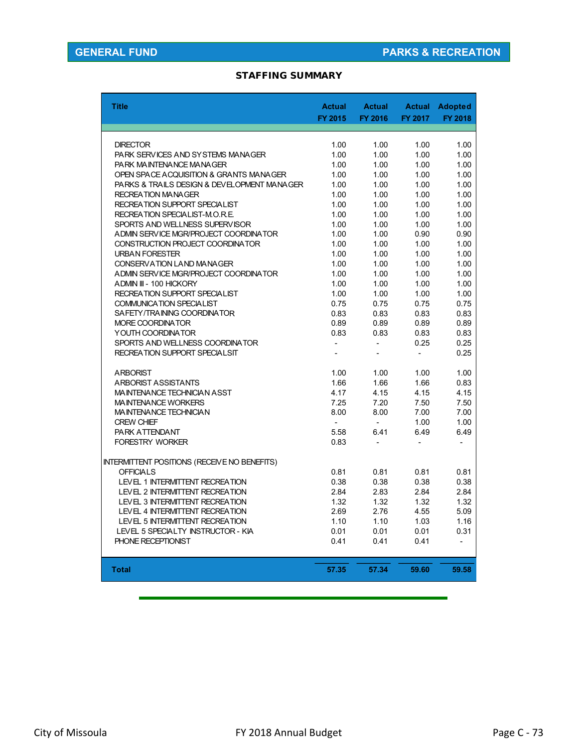GENERAL FUND | PARKS & RECREATION

## STAFFING SUMMARY

| Title | Actual FY 2015 | Actual FY 2016 | Actual FY 2017 | Adopted FY 2018 |
|---|---|---|---|---|
| DIRECTOR | 1.00 | 1.00 | 1.00 | 1.00 |
| PARK SERVICES AND SYSTEMS MANAGER | 1.00 | 1.00 | 1.00 | 1.00 |
| PARK MAINTENANCE MANAGER | 1.00 | 1.00 | 1.00 | 1.00 |
| OPEN SPACE ACQUISITION & GRANTS MANAGER | 1.00 | 1.00 | 1.00 | 1.00 |
| PARKS & TRAILS DESIGN & DEVELOPMENT MANAGER | 1.00 | 1.00 | 1.00 | 1.00 |
| RECREATION MANAGER | 1.00 | 1.00 | 1.00 | 1.00 |
| RECREATION SUPPORT SPECIALIST | 1.00 | 1.00 | 1.00 | 1.00 |
| RECREATION SPECIALIST-M.O.R.E. | 1.00 | 1.00 | 1.00 | 1.00 |
| SPORTS AND WELLNESS SUPERVISOR | 1.00 | 1.00 | 1.00 | 1.00 |
| ADMIN SERVICE MGR/PROJECT COORDINATOR | 1.00 | 1.00 | 0.90 | 0.90 |
| CONSTRUCTION PROJECT COORDINATOR | 1.00 | 1.00 | 1.00 | 1.00 |
| URBAN FORESTER | 1.00 | 1.00 | 1.00 | 1.00 |
| CONSERVATION LAND MANAGER | 1.00 | 1.00 | 1.00 | 1.00 |
| ADMIN SERVICE MGR/PROJECT COORDINATOR | 1.00 | 1.00 | 1.00 | 1.00 |
| ADMIN III - 100 HICKORY | 1.00 | 1.00 | 1.00 | 1.00 |
| RECREATION SUPPORT SPECIALIST | 1.00 | 1.00 | 1.00 | 1.00 |
| COMMUNICATION SPECIALIST | 0.75 | 0.75 | 0.75 | 0.75 |
| SAFETY/TRAINING COORDINATOR | 0.83 | 0.83 | 0.83 | 0.83 |
| MORE COORDINATOR | 0.89 | 0.89 | 0.89 | 0.89 |
| YOUTH COORDINATOR | 0.83 | 0.83 | 0.83 | 0.83 |
| SPORTS AND WELLNESS COORDINATOR | - | - | 0.25 | 0.25 |
| RECREATION SUPPORT SPECIALSIT | - | - | - | 0.25 |
| | | | | |
| ARBORIST | 1.00 | 1.00 | 1.00 | 1.00 |
| ARBORIST ASSISTANTS | 1.66 | 1.66 | 1.66 | 0.83 |
| MAINTENANCE TECHNICIAN ASST | 4.17 | 4.15 | 4.15 | 4.15 |
| MAINTENANCE WORKERS | 7.25 | 7.20 | 7.50 | 7.50 |
| MAINTENANCE TECHNICIAN | 8.00 | 8.00 | 7.00 | 7.00 |
| CREW CHIEF | - | - | 1.00 | 1.00 |
| PARK ATTENDANT | 5.58 | 6.41 | 6.49 | 6.49 |
| FORESTRY WORKER | 0.83 | - | - | - |
| | | | | |
| INTERMITTENT POSITIONS (RECEIVE NO BENEFITS) | | | | |
| OFFICIALS | 0.81 | 0.81 | 0.81 | 0.81 |
| LEVEL 1 INTERMITTENT RECREATION | 0.38 | 0.38 | 0.38 | 0.38 |
| LEVEL 2 INTERMITTENT RECREATION | 2.84 | 2.83 | 2.84 | 2.84 |
| LEVEL 3 INTERMITTENT RECREATION | 1.32 | 1.32 | 1.32 | 1.32 |
| LEVEL 4 INTERMITTENT RECREATION | 2.69 | 2.76 | 4.55 | 5.09 |
| LEVEL 5 INTERMITTENT RECREATION | 1.10 | 1.10 | 1.03 | 1.16 |
| LEVEL 5 SPECIALTY INSTRUCTOR - KIA | 0.01 | 0.01 | 0.01 | 0.31 |
| PHONE RECEPTIONIST | 0.41 | 0.41 | 0.41 | - |
| **Total** | **57.35** | **57.34** | **59.60** | **59.58** |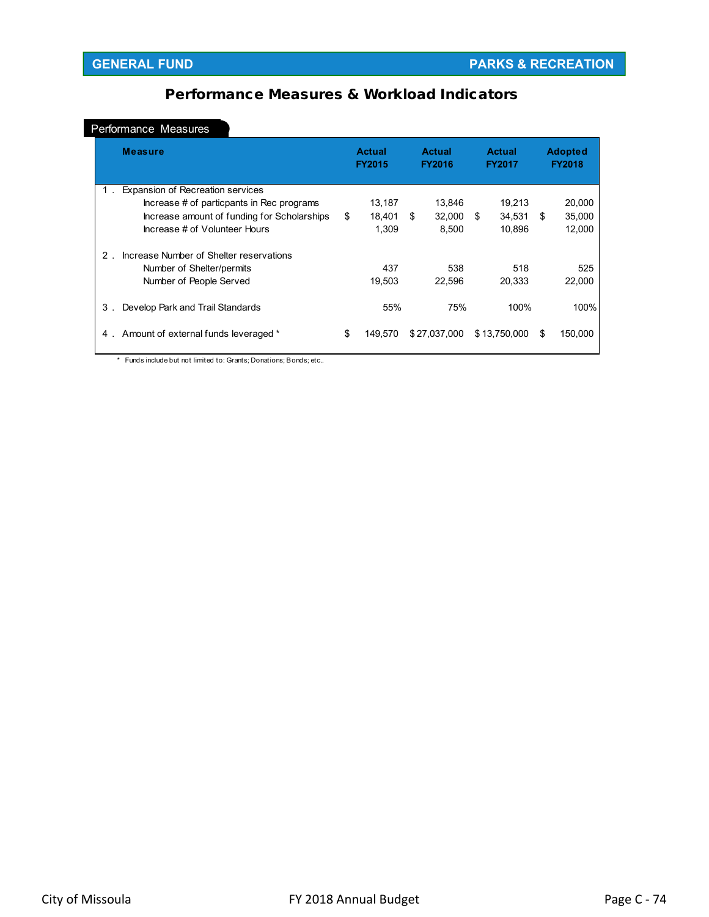**GENERAL FUND** — **PARKS & RECREATION**

## Performance Measures & Workload Indicators

### Performance Measures

| Measure | Actual FY2015 | Actual FY2016 | Actual FY2017 | Adopted FY2018 |
|---|---|---|---|---|
| 1 . Expansion of Recreation services | | | | |
| Increase # of particpants in Rec programs | 13,187 | 13,846 | 19,213 | 20,000 |
| Increase amount of funding for Scholarships | $ 18,401 | $ 32,000 | $ 34,531 | $ 35,000 |
| Increase # of Volunteer Hours | 1,309 | 8,500 | 10,896 | 12,000 |
| 2 . Increase Number of Shelter reservations | | | | |
| Number of Shelter/permits | 437 | 538 | 518 | 525 |
| Number of People Served | 19,503 | 22,596 | 20,333 | 22,000 |
| 3 . Develop Park and Trail Standards | 55% | 75% | 100% | 100% |
| 4 . Amount of external funds leveraged * | $ 149,570 | $ 27,037,000 | $ 13,750,000 | $ 150,000 |

\* Funds include but not limited to: Grants; Donations; Bonds; etc..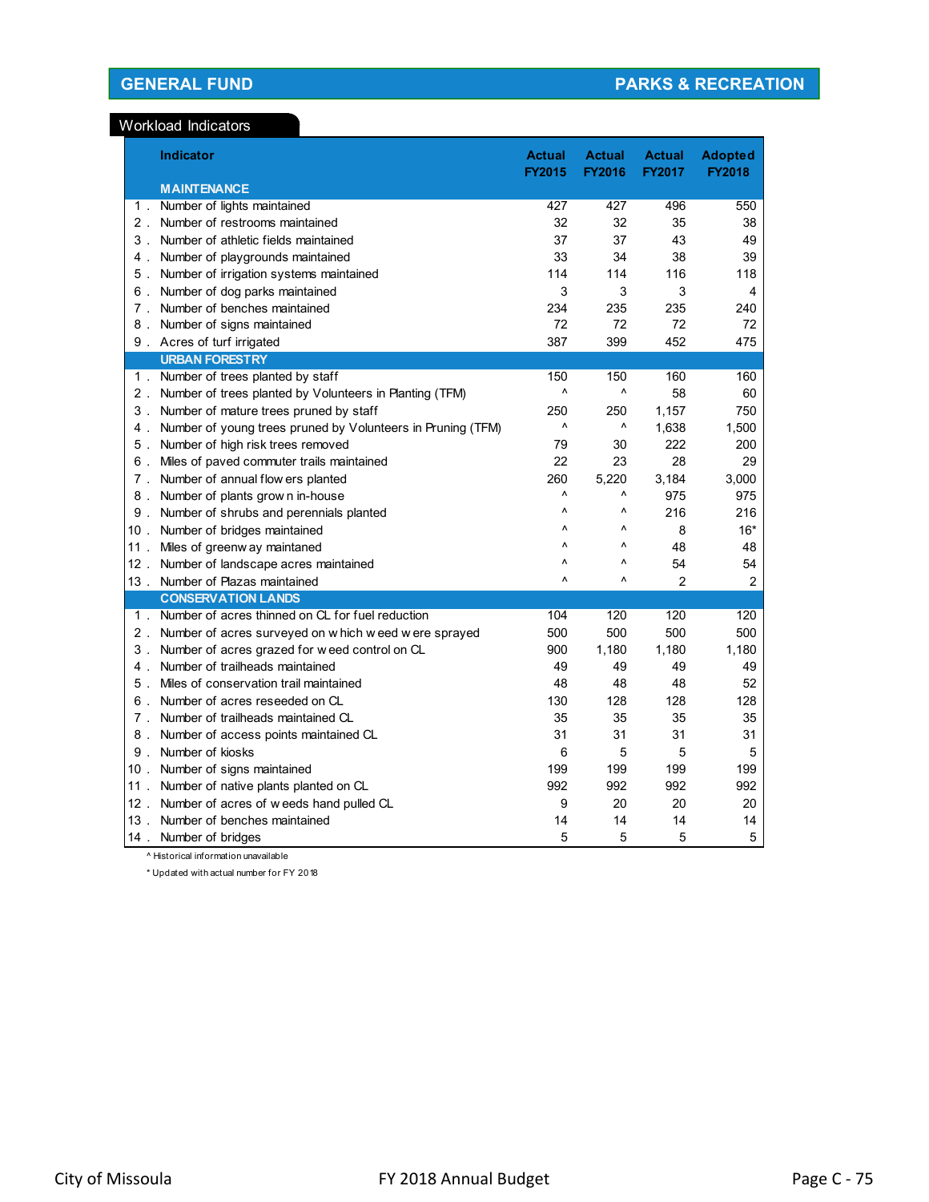## GENERAL FUND — PARKS & RECREATION

### Workload Indicators

| | Indicator | Actual FY2015 | Actual FY2016 | Actual FY2017 | Adopted FY2018 |
|---|---|---|---|---|---|
| | **MAINTENANCE** | | | | |
| 1. | Number of lights maintained | 427 | 427 | 496 | 550 |
| 2. | Number of restrooms maintained | 32 | 32 | 35 | 38 |
| 3. | Number of athletic fields maintained | 37 | 37 | 43 | 49 |
| 4. | Number of playgrounds maintained | 33 | 34 | 38 | 39 |
| 5. | Number of irrigation systems maintained | 114 | 114 | 116 | 118 |
| 6. | Number of dog parks maintained | 3 | 3 | 3 | 4 |
| 7. | Number of benches maintained | 234 | 235 | 235 | 240 |
| 8. | Number of signs maintained | 72 | 72 | 72 | 72 |
| 9. | Acres of turf irrigated | 387 | 399 | 452 | 475 |
| | **URBAN FORESTRY** | | | | |
| 1. | Number of trees planted by staff | 150 | 150 | 160 | 160 |
| 2. | Number of trees planted by Volunteers in Planting (TFM) | ^ | ^ | 58 | 60 |
| 3. | Number of mature trees pruned by staff | 250 | 250 | 1,157 | 750 |
| 4. | Number of young trees pruned by Volunteers in Pruning (TFM) | ^ | ^ | 1,638 | 1,500 |
| 5. | Number of high risk trees removed | 79 | 30 | 222 | 200 |
| 6. | Miles of paved commuter trails maintained | 22 | 23 | 28 | 29 |
| 7. | Number of annual flowers planted | 260 | 5,220 | 3,184 | 3,000 |
| 8. | Number of plants grown in-house | ^ | ^ | 975 | 975 |
| 9. | Number of shrubs and perennials planted | ^ | ^ | 216 | 216 |
| 10. | Number of bridges maintained | ^ | ^ | 8 | 16* |
| 11. | Miles of greenway maintaned | ^ | ^ | 48 | 48 |
| 12. | Number of landscape acres maintained | ^ | ^ | 54 | 54 |
| 13. | Number of Plazas maintained | ^ | ^ | 2 | 2 |
| | **CONSERVATION LANDS** | | | | |
| 1. | Number of acres thinned on CL for fuel reduction | 104 | 120 | 120 | 120 |
| 2. | Number of acres surveyed on which weed were sprayed | 500 | 500 | 500 | 500 |
| 3. | Number of acres grazed for weed control on CL | 900 | 1,180 | 1,180 | 1,180 |
| 4. | Number of trailheads maintained | 49 | 49 | 49 | 49 |
| 5. | Miles of conservation trail maintained | 48 | 48 | 48 | 52 |
| 6. | Number of acres reseeded on CL | 130 | 128 | 128 | 128 |
| 7. | Number of trailheads maintained CL | 35 | 35 | 35 | 35 |
| 8. | Number of access points maintained CL | 31 | 31 | 31 | 31 |
| 9. | Number of kiosks | 6 | 5 | 5 | 5 |
| 10. | Number of signs maintained | 199 | 199 | 199 | 199 |
| 11. | Number of native plants planted on CL | 992 | 992 | 992 | 992 |
| 12. | Number of acres of weeds hand pulled CL | 9 | 20 | 20 | 20 |
| 13. | Number of benches maintained | 14 | 14 | 14 | 14 |
| 14. | Number of bridges | 5 | 5 | 5 | 5 |

^ Historical information unavailable

* Updated with actual number for FY 2018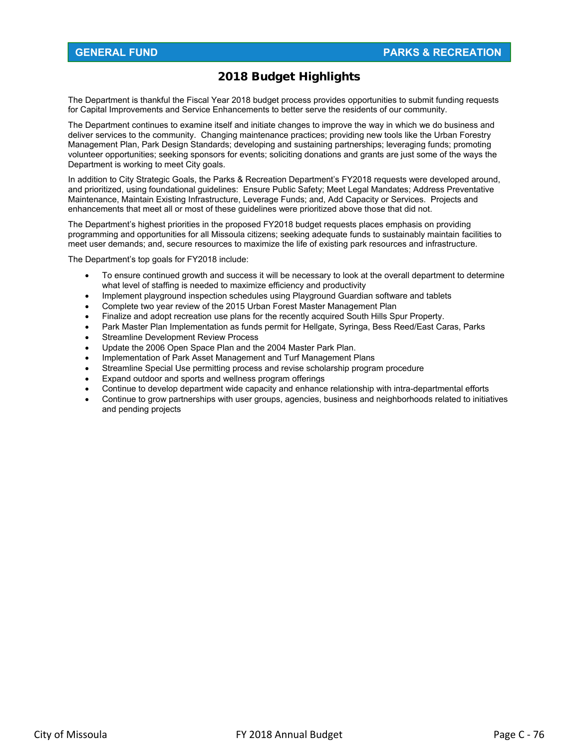# 2018 Budget Highlights

The Department is thankful the Fiscal Year 2018 budget process provides opportunities to submit funding requests for Capital Improvements and Service Enhancements to better serve the residents of our community.

The Department continues to examine itself and initiate changes to improve the way in which we do business and deliver services to the community. Changing maintenance practices; providing new tools like the Urban Forestry Management Plan, Park Design Standards; developing and sustaining partnerships; leveraging funds; promoting volunteer opportunities; seeking sponsors for events; soliciting donations and grants are just some of the ways the Department is working to meet City goals.

In addition to City Strategic Goals, the Parks & Recreation Department's FY2018 requests were developed around, and prioritized, using foundational guidelines: Ensure Public Safety; Meet Legal Mandates; Address Preventative Maintenance, Maintain Existing Infrastructure, Leverage Funds; and, Add Capacity or Services. Projects and enhancements that meet all or most of these guidelines were prioritized above those that did not.

The Department's highest priorities in the proposed FY2018 budget requests places emphasis on providing programming and opportunities for all Missoula citizens; seeking adequate funds to sustainably maintain facilities to meet user demands; and, secure resources to maximize the life of existing park resources and infrastructure.

The Department's top goals for FY2018 include:

- To ensure continued growth and success it will be necessary to look at the overall department to determine what level of staffing is needed to maximize efficiency and productivity
- Implement playground inspection schedules using Playground Guardian software and tablets
- Complete two year review of the 2015 Urban Forest Master Management Plan
- Finalize and adopt recreation use plans for the recently acquired South Hills Spur Property.
- Park Master Plan Implementation as funds permit for Hellgate, Syringa, Bess Reed/East Caras, Parks
- Streamline Development Review Process
- Update the 2006 Open Space Plan and the 2004 Master Park Plan.
- Implementation of Park Asset Management and Turf Management Plans
- Streamline Special Use permitting process and revise scholarship program procedure
- Expand outdoor and sports and wellness program offerings
- Continue to develop department wide capacity and enhance relationship with intra-departmental efforts
- Continue to grow partnerships with user groups, agencies, business and neighborhoods related to initiatives and pending projects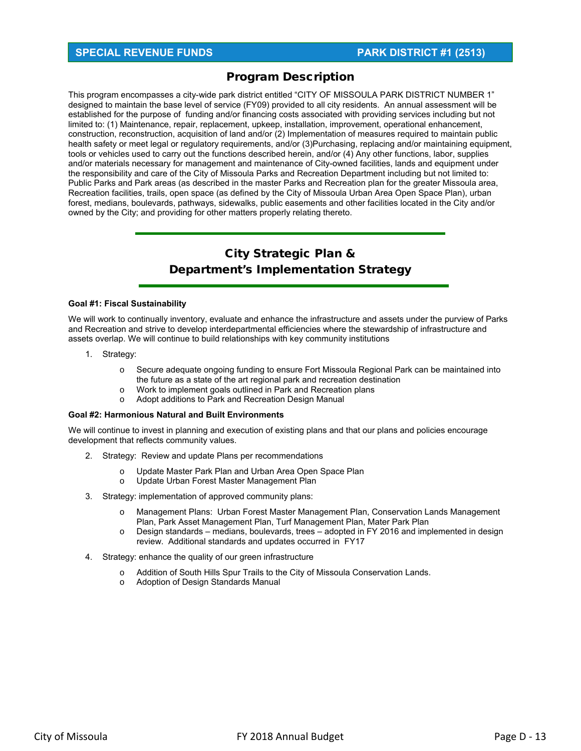**SPECIAL REVENUE FUNDS** **PARK DISTRICT #1 (2513)**

## Program Description

This program encompasses a city-wide park district entitled "CITY OF MISSOULA PARK DISTRICT NUMBER 1" designed to maintain the base level of service (FY09) provided to all city residents. An annual assessment will be established for the purpose of funding and/or financing costs associated with providing services including but not limited to: (1) Maintenance, repair, replacement, upkeep, installation, improvement, operational enhancement, construction, reconstruction, acquisition of land and/or (2) Implementation of measures required to maintain public health safety or meet legal or regulatory requirements, and/or (3)Purchasing, replacing and/or maintaining equipment, tools or vehicles used to carry out the functions described herein, and/or (4) Any other functions, labor, supplies and/or materials necessary for management and maintenance of City-owned facilities, lands and equipment under the responsibility and care of the City of Missoula Parks and Recreation Department including but not limited to: Public Parks and Park areas (as described in the master Parks and Recreation plan for the greater Missoula area, Recreation facilities, trails, open space (as defined by the City of Missoula Urban Area Open Space Plan), urban forest, medians, boulevards, pathways, sidewalks, public easements and other facilities located in the City and/or owned by the City; and providing for other matters properly relating thereto.

## City Strategic Plan & Department's Implementation Strategy

**Goal #1: Fiscal Sustainability**

We will work to continually inventory, evaluate and enhance the infrastructure and assets under the purview of Parks and Recreation and strive to develop interdepartmental efficiencies where the stewardship of infrastructure and assets overlap. We will continue to build relationships with key community institutions

1. Strategy:
   - Secure adequate ongoing funding to ensure Fort Missoula Regional Park can be maintained into the future as a state of the art regional park and recreation destination
   - Work to implement goals outlined in Park and Recreation plans
   - Adopt additions to Park and Recreation Design Manual

**Goal #2: Harmonious Natural and Built Environments**

We will continue to invest in planning and execution of existing plans and that our plans and policies encourage development that reflects community values.

2. Strategy: Review and update Plans per recommendations
   - Update Master Park Plan and Urban Area Open Space Plan
   - Update Urban Forest Master Management Plan
3. Strategy: implementation of approved community plans:
   - Management Plans: Urban Forest Master Management Plan, Conservation Lands Management Plan, Park Asset Management Plan, Turf Management Plan, Mater Park Plan
   - Design standards – medians, boulevards, trees – adopted in FY 2016 and implemented in design review. Additional standards and updates occurred in FY17
4. Strategy: enhance the quality of our green infrastructure
   - Addition of South Hills Spur Trails to the City of Missoula Conservation Lands.
   - Adoption of Design Standards Manual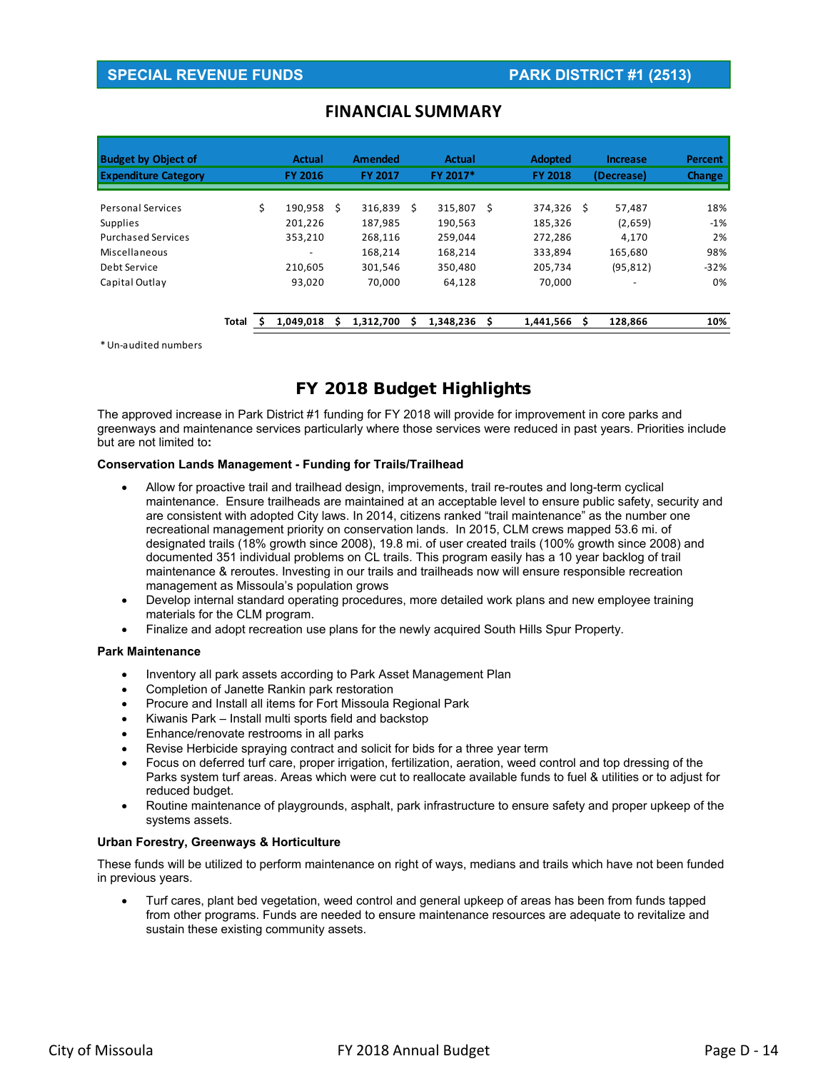SPECIAL REVENUE FUNDS | PARK DISTRICT #1 (2513)

## FINANCIAL SUMMARY

| Budget by Object of Expenditure Category | Actual FY 2016 | Amended FY 2017 | Actual FY 2017* | Adopted FY 2018 | Increase (Decrease) | Percent Change |
|---|---|---|---|---|---|---|
| Personal Services | $ 190,958 | $ 316,839 | $ 315,807 | $ 374,326 | $ 57,487 | 18% |
| Supplies | 201,226 | 187,985 | 190,563 | 185,326 | (2,659) | -1% |
| Purchased Services | 353,210 | 268,116 | 259,044 | 272,286 | 4,170 | 2% |
| Miscellaneous | - | 168,214 | 168,214 | 333,894 | 165,680 | 98% |
| Debt Service | 210,605 | 301,546 | 350,480 | 205,734 | (95,812) | -32% |
| Capital Outlay | 93,020 | 70,000 | 64,128 | 70,000 | - | 0% |
| **Total** | **$ 1,049,018** | **$ 1,312,700** | **$ 1,348,236** | **$ 1,441,566** | **$ 128,866** | **10%** |

\* Un-audited numbers

## FY 2018 Budget Highlights

The approved increase in Park District #1 funding for FY 2018 will provide for improvement in core parks and greenways and maintenance services particularly where those services were reduced in past years. Priorities include but are not limited to**:**

**Conservation Lands Management - Funding for Trails/Trailhead**

- Allow for proactive trail and trailhead design, improvements, trail re-routes and long-term cyclical maintenance. Ensure trailheads are maintained at an acceptable level to ensure public safety, security and are consistent with adopted City laws. In 2014, citizens ranked "trail maintenance" as the number one recreational management priority on conservation lands. In 2015, CLM crews mapped 53.6 mi. of designated trails (18% growth since 2008), 19.8 mi. of user created trails (100% growth since 2008) and documented 351 individual problems on CL trails. This program easily has a 10 year backlog of trail maintenance & reroutes. Investing in our trails and trailheads now will ensure responsible recreation management as Missoula's population grows
- Develop internal standard operating procedures, more detailed work plans and new employee training materials for the CLM program.
- Finalize and adopt recreation use plans for the newly acquired South Hills Spur Property.

**Park Maintenance**

- Inventory all park assets according to Park Asset Management Plan
- Completion of Janette Rankin park restoration
- Procure and Install all items for Fort Missoula Regional Park
- Kiwanis Park – Install multi sports field and backstop
- Enhance/renovate restrooms in all parks
- Revise Herbicide spraying contract and solicit for bids for a three year term
- Focus on deferred turf care, proper irrigation, fertilization, aeration, weed control and top dressing of the Parks system turf areas. Areas which were cut to reallocate available funds to fuel & utilities or to adjust for reduced budget.
- Routine maintenance of playgrounds, asphalt, park infrastructure to ensure safety and proper upkeep of the systems assets.

**Urban Forestry, Greenways & Horticulture**

These funds will be utilized to perform maintenance on right of ways, medians and trails which have not been funded in previous years.

- Turf cares, plant bed vegetation, weed control and general upkeep of areas has been from funds tapped from other programs. Funds are needed to ensure maintenance resources are adequate to revitalize and sustain these existing community assets.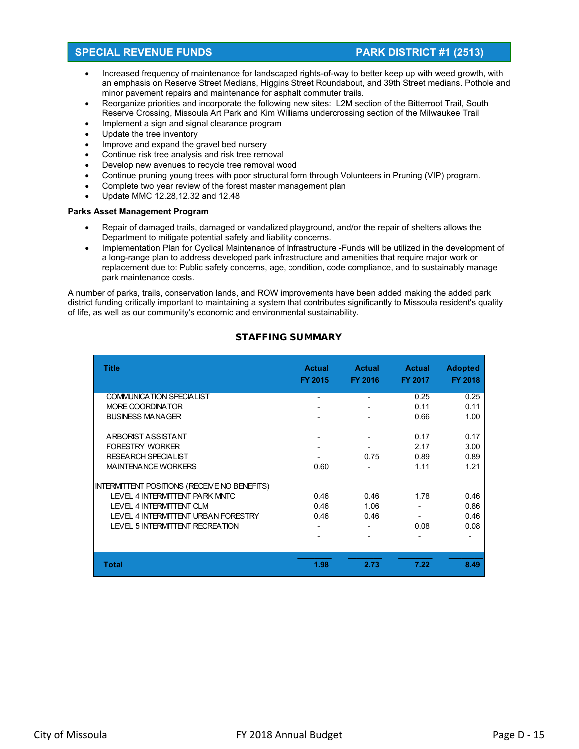## SPECIAL REVENUE FUNDS — PARK DISTRICT #1 (2513)

- Increased frequency of maintenance for landscaped rights-of-way to better keep up with weed growth, with an emphasis on Reserve Street Medians, Higgins Street Roundabout, and 39th Street medians. Pothole and minor pavement repairs and maintenance for asphalt commuter trails.
- Reorganize priorities and incorporate the following new sites: L2M section of the Bitterroot Trail, South Reserve Crossing, Missoula Art Park and Kim Williams undercrossing section of the Milwaukee Trail
- Implement a sign and signal clearance program
- Update the tree inventory
- Improve and expand the gravel bed nursery
- Continue risk tree analysis and risk tree removal
- Develop new avenues to recycle tree removal wood
- Continue pruning young trees with poor structural form through Volunteers in Pruning (VIP) program.
- Complete two year review of the forest master management plan
- Update MMC 12.28,12.32 and 12.48

**Parks Asset Management Program**

- Repair of damaged trails, damaged or vandalized playground, and/or the repair of shelters allows the Department to mitigate potential safety and liability concerns.
- Implementation Plan for Cyclical Maintenance of Infrastructure -Funds will be utilized in the development of a long-range plan to address developed park infrastructure and amenities that require major work or replacement due to: Public safety concerns, age, condition, code compliance, and to sustainably manage park maintenance costs.

A number of parks, trails, conservation lands, and ROW improvements have been added making the added park district funding critically important to maintaining a system that contributes significantly to Missoula resident's quality of life, as well as our community's economic and environmental sustainability.

### STAFFING SUMMARY

| Title | Actual FY 2015 | Actual FY 2016 | Actual FY 2017 | Adopted FY 2018 |
|---|---|---|---|---|
| COMMUNICATION SPECIALIST | - | - | 0.25 | 0.25 |
| MORE COORDINATOR | - | - | 0.11 | 0.11 |
| BUSINESS MANAGER | - | - | 0.66 | 1.00 |
| ARBORIST ASSISTANT | - | - | 0.17 | 0.17 |
| FORESTRY WORKER | - | - | 2.17 | 3.00 |
| RESEARCH SPECIALIST | - | 0.75 | 0.89 | 0.89 |
| MAINTENANCE WORKERS | 0.60 | - | 1.11 | 1.21 |
| INTERMITTENT POSITIONS (RECEIVE NO BENEFITS) | | | | |
| LEVEL 4 INTERMITTENT PARK MNTC | 0.46 | 0.46 | 1.78 | 0.46 |
| LEVEL 4 INTERMITTENT CLM | 0.46 | 1.06 | - | 0.86 |
| LEVEL 4 INTERMITTENT URBAN FORESTRY | 0.46 | 0.46 | - | 0.46 |
| LEVEL 5 INTERMITTENT RECREATION | - | - | 0.08 | 0.08 |
| | - | - | - | - |
| **Total** | **1.98** | **2.73** | **7.22** | **8.49** |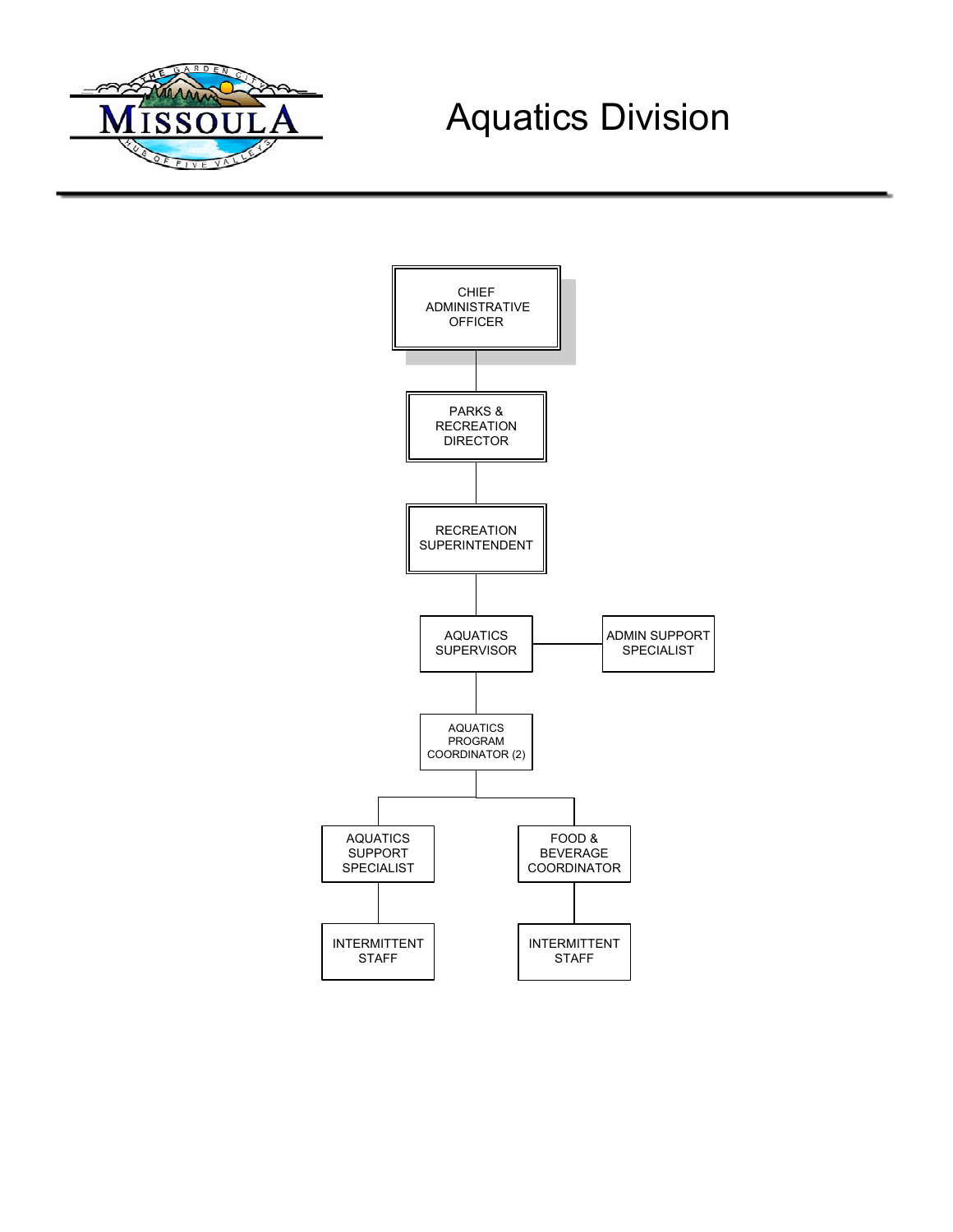# Aquatics Division

- CHIEF ADMINISTRATIVE OFFICER
  - PARKS & RECREATION DIRECTOR
    - RECREATION SUPERINTENDENT
      - AQUATICS SUPERVISOR
        - ADMIN SUPPORT SPECIALIST
        - AQUATICS PROGRAM COORDINATOR (2)
          - AQUATICS SUPPORT SPECIALIST
            - INTERMITTENT STAFF
          - FOOD & BEVERAGE COORDINATOR
            - INTERMITTENT STAFF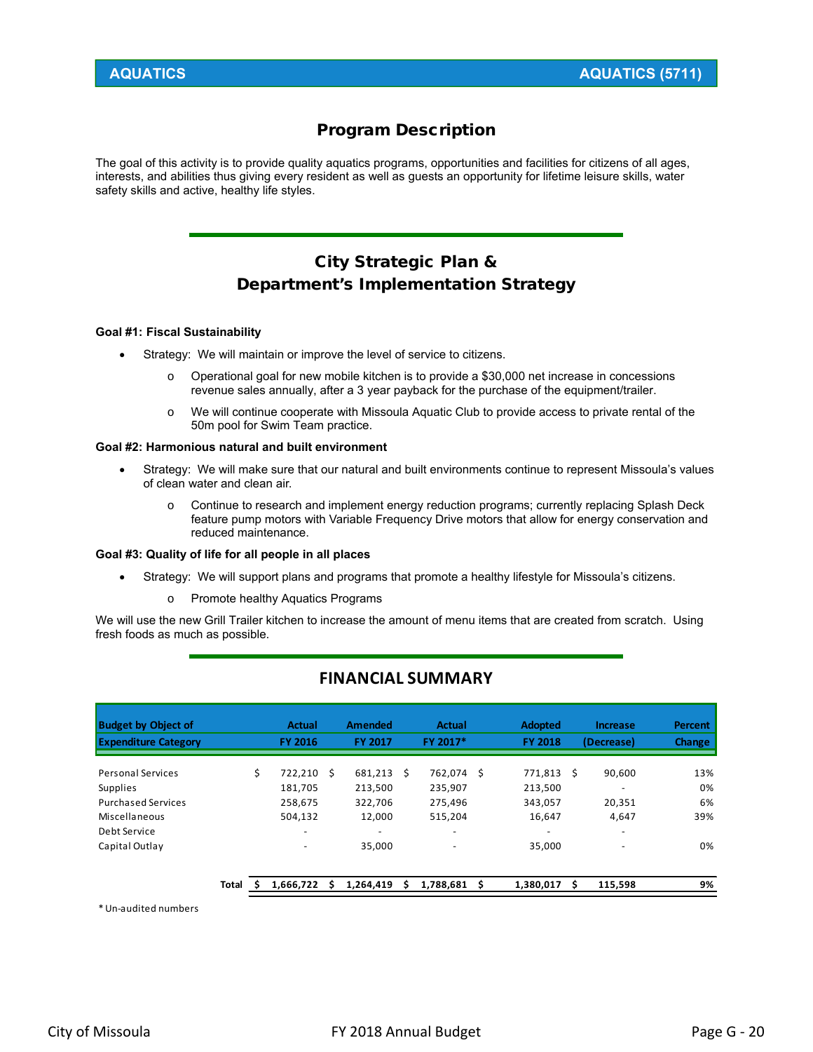| AQUATICS | AQUATICS (5711) |
|---|---|

## Program Description

The goal of this activity is to provide quality aquatics programs, opportunities and facilities for citizens of all ages, interests, and abilities thus giving every resident as well as guests an opportunity for lifetime leisure skills, water safety skills and active, healthy life styles.

## City Strategic Plan & Department's Implementation Strategy

**Goal #1: Fiscal Sustainability**

- Strategy: We will maintain or improve the level of service to citizens.
  - Operational goal for new mobile kitchen is to provide a $30,000 net increase in concessions revenue sales annually, after a 3 year payback for the purchase of the equipment/trailer.
  - We will continue cooperate with Missoula Aquatic Club to provide access to private rental of the 50m pool for Swim Team practice.

**Goal #2: Harmonious natural and built environment**

- Strategy: We will make sure that our natural and built environments continue to represent Missoula's values of clean water and clean air.
  - Continue to research and implement energy reduction programs; currently replacing Splash Deck feature pump motors with Variable Frequency Drive motors that allow for energy conservation and reduced maintenance.

**Goal #3: Quality of life for all people in all places**

- Strategy: We will support plans and programs that promote a healthy lifestyle for Missoula's citizens.
  - Promote healthy Aquatics Programs

We will use the new Grill Trailer kitchen to increase the amount of menu items that are created from scratch. Using fresh foods as much as possible.

## FINANCIAL SUMMARY

| Budget by Object of Expenditure Category | Actual FY 2016 | Amended FY 2017 | Actual FY 2017* | Adopted FY 2018 | Increase (Decrease) | Percent Change |
|---|---|---|---|---|---|---|
| Personal Services | $ 722,210 | $ 681,213 | $ 762,074 | $ 771,813 | $ 90,600 | 13% |
| Supplies | 181,705 | 213,500 | 235,907 | 213,500 | - | 0% |
| Purchased Services | 258,675 | 322,706 | 275,496 | 343,057 | 20,351 | 6% |
| Miscellaneous | 504,132 | 12,000 | 515,204 | 16,647 | 4,647 | 39% |
| Debt Service | - | - | - | - | - | |
| Capital Outlay | - | 35,000 | - | 35,000 | - | 0% |
| **Total** | **$ 1,666,722** | **$ 1,264,419** | **$ 1,788,681** | **$ 1,380,017** | **$ 115,598** | **9%** |

\* Un-audited numbers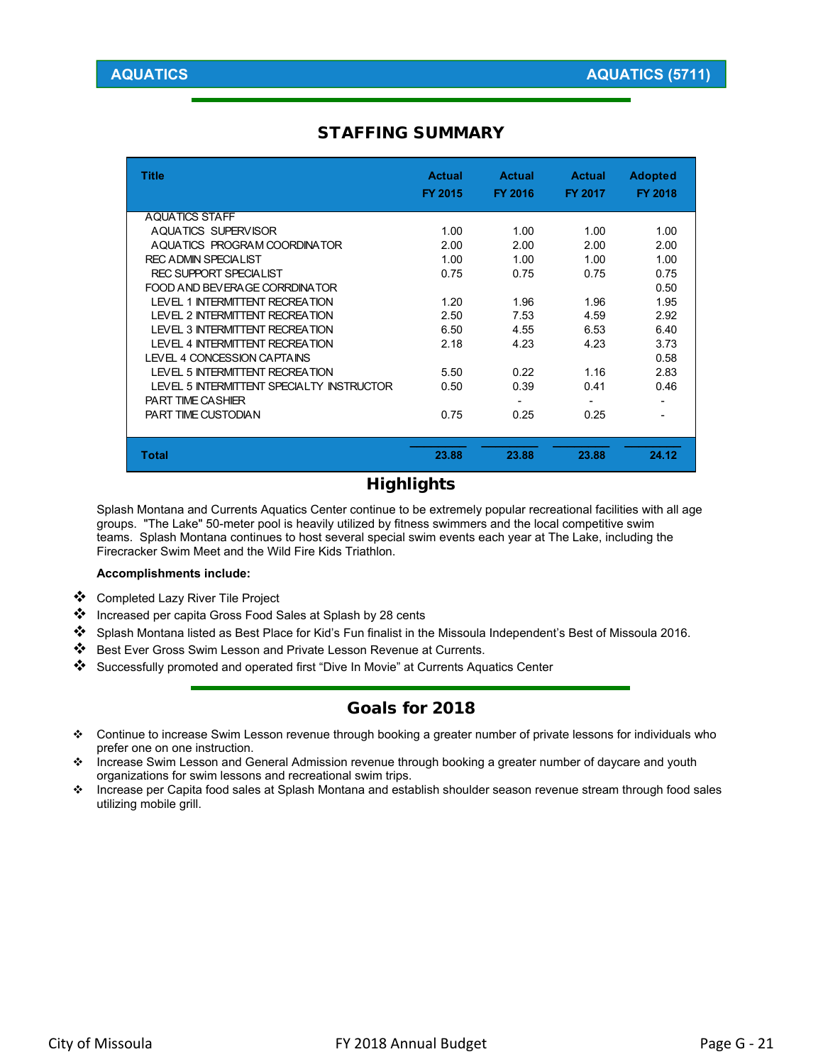## AQUATICS — AQUATICS (5711)

## STAFFING SUMMARY

| Title | Actual FY 2015 | Actual FY 2016 | Actual FY 2017 | Adopted FY 2018 |
|---|---|---|---|---|
| AQUATICS STAFF | | | | |
| AQUATICS SUPERVISOR | 1.00 | 1.00 | 1.00 | 1.00 |
| AQUATICS PROGRAM COORDINATOR | 2.00 | 2.00 | 2.00 | 2.00 |
| REC ADMIN SPECIALIST | 1.00 | 1.00 | 1.00 | 1.00 |
| REC SUPPORT SPECIALIST | 0.75 | 0.75 | 0.75 | 0.75 |
| FOOD AND BEVERAGE CORRDINATOR | | | | 0.50 |
| LEVEL 1 INTERMITTENT RECREATION | 1.20 | 1.96 | 1.96 | 1.95 |
| LEVEL 2 INTERMITTENT RECREATION | 2.50 | 7.53 | 4.59 | 2.92 |
| LEVEL 3 INTERMITTENT RECREATION | 6.50 | 4.55 | 6.53 | 6.40 |
| LEVEL 4 INTERMITTENT RECREATION | 2.18 | 4.23 | 4.23 | 3.73 |
| LEVEL 4 CONCESSION CAPTAINS | | | | 0.58 |
| LEVEL 5 INTERMITTENT RECREATION | 5.50 | 0.22 | 1.16 | 2.83 |
| LEVEL 5 INTERMITTENT SPECIALTY INSTRUCTOR | 0.50 | 0.39 | 0.41 | 0.46 |
| PART TIME CASHIER | | - | - | - |
| PART TIME CUSTODIAN | 0.75 | 0.25 | 0.25 | - |
| **Total** | **23.88** | **23.88** | **23.88** | **24.12** |

## Highlights

Splash Montana and Currents Aquatics Center continue to be extremely popular recreational facilities with all age groups. "The Lake" 50-meter pool is heavily utilized by fitness swimmers and the local competitive swim teams. Splash Montana continues to host several special swim events each year at The Lake, including the Firecracker Swim Meet and the Wild Fire Kids Triathlon.

**Accomplishments include:**

- Completed Lazy River Tile Project
- Increased per capita Gross Food Sales at Splash by 28 cents
- Splash Montana listed as Best Place for Kid's Fun finalist in the Missoula Independent's Best of Missoula 2016.
- Best Ever Gross Swim Lesson and Private Lesson Revenue at Currents.
- Successfully promoted and operated first "Dive In Movie" at Currents Aquatics Center

## Goals for 2018

- Continue to increase Swim Lesson revenue through booking a greater number of private lessons for individuals who prefer one on one instruction.
- Increase Swim Lesson and General Admission revenue through booking a greater number of daycare and youth organizations for swim lessons and recreational swim trips.
- Increase per Capita food sales at Splash Montana and establish shoulder season revenue stream through food sales utilizing mobile grill.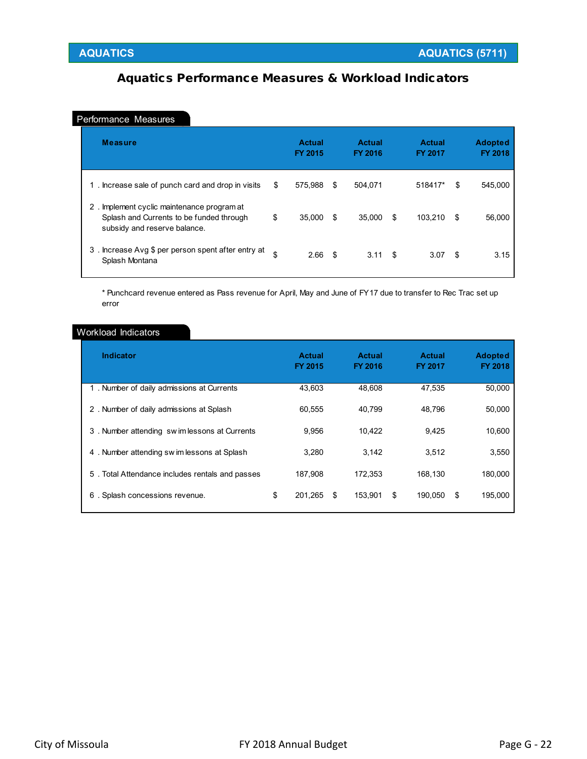AQUATICS | AQUATICS (5711)

# Aquatics Performance Measures & Workload Indicators

## Performance Measures

| Measure | Actual FY 2015 | Actual FY 2016 | Actual FY 2017 | Adopted FY 2018 |
|---|---|---|---|---|
| 1 . Increase sale of punch card and drop in visits | $ 575,988 | $ 504,071 | 518417* | $ 545,000 |
| 2 . Implement cyclic maintenance program at Splash and Currents to be funded through subsidy and reserve balance. | $ 35,000 | $ 35,000 | $ 103,210 | $ 56,000 |
| 3 . Increase Avg $ per person spent after entry at Splash Montana | $ 2.66 | $ 3.11 | $ 3.07 | $ 3.15 |

* Punchcard revenue entered as Pass revenue for April, May and June of FY17 due to transfer to Rec Trac set up error

## Workload Indicators

| Indicator | Actual FY 2015 | Actual FY 2016 | Actual FY 2017 | Adopted FY 2018 |
|---|---|---|---|---|
| 1 . Number of daily admissions at Currents | 43,603 | 48,608 | 47,535 | 50,000 |
| 2 . Number of daily admissions at Splash | 60,555 | 40,799 | 48,796 | 50,000 |
| 3 . Number attending swim lessons at Currents | 9,956 | 10,422 | 9,425 | 10,600 |
| 4 . Number attending swim lessons at Splash | 3,280 | 3,142 | 3,512 | 3,550 |
| 5 . Total Attendance includes rentals and passes | 187,908 | 172,353 | 168,130 | 180,000 |
| 6 . Splash concessions revenue. | $ 201,265 | $ 153,901 | $ 190,050 | $ 195,000 |